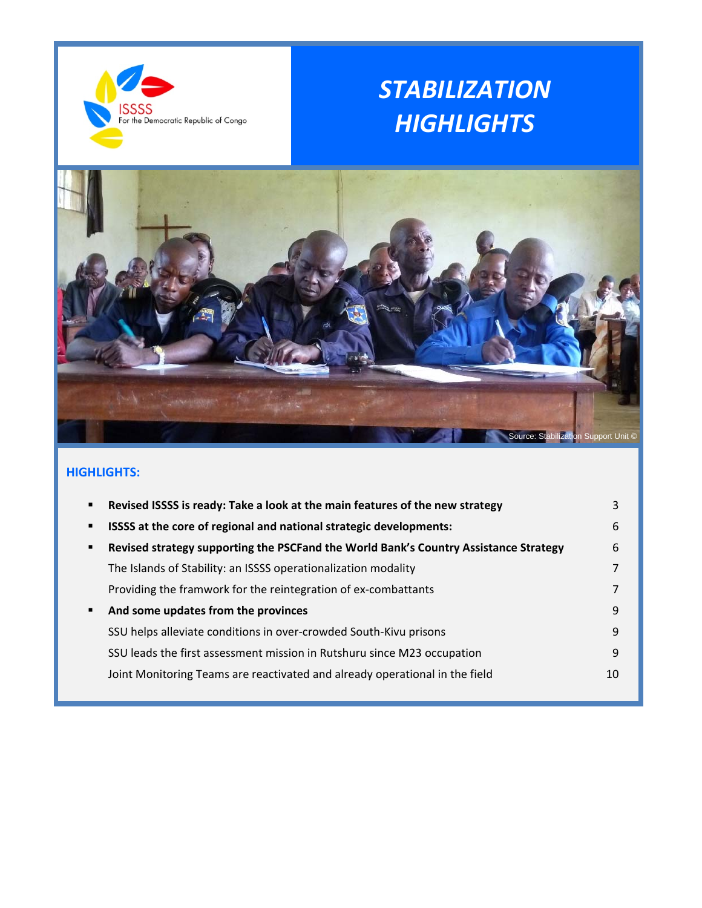ISSSS
For the Democratic Republic of Congo

# *STABILIZATION HIGHLIGHTS*

Source: Stabilization Support Unit ©

## HIGHLIGHTS:

| | | |
|---|---|---|
| ▪ | **Revised ISSSS is ready: Take a look at the main features of the new strategy** | 3 |
| ▪ | **ISSSS at the core of regional and national strategic developments:** | 6 |
| ▪ | **Revised strategy supporting the PSCFand the World Bank's Country Assistance Strategy** | 6 |
| | The Islands of Stability: an ISSSS operationalization modality | 7 |
| | Providing the framwork for the reintegration of ex-combattants | 7 |
| ▪ | **And some updates from the provinces** | 9 |
| | SSU helps alleviate conditions in over-crowded South-Kivu prisons | 9 |
| | SSU leads the first assessment mission in Rutshuru since M23 occupation | 9 |
| | Joint Monitoring Teams are reactivated and already operational in the field | 10 |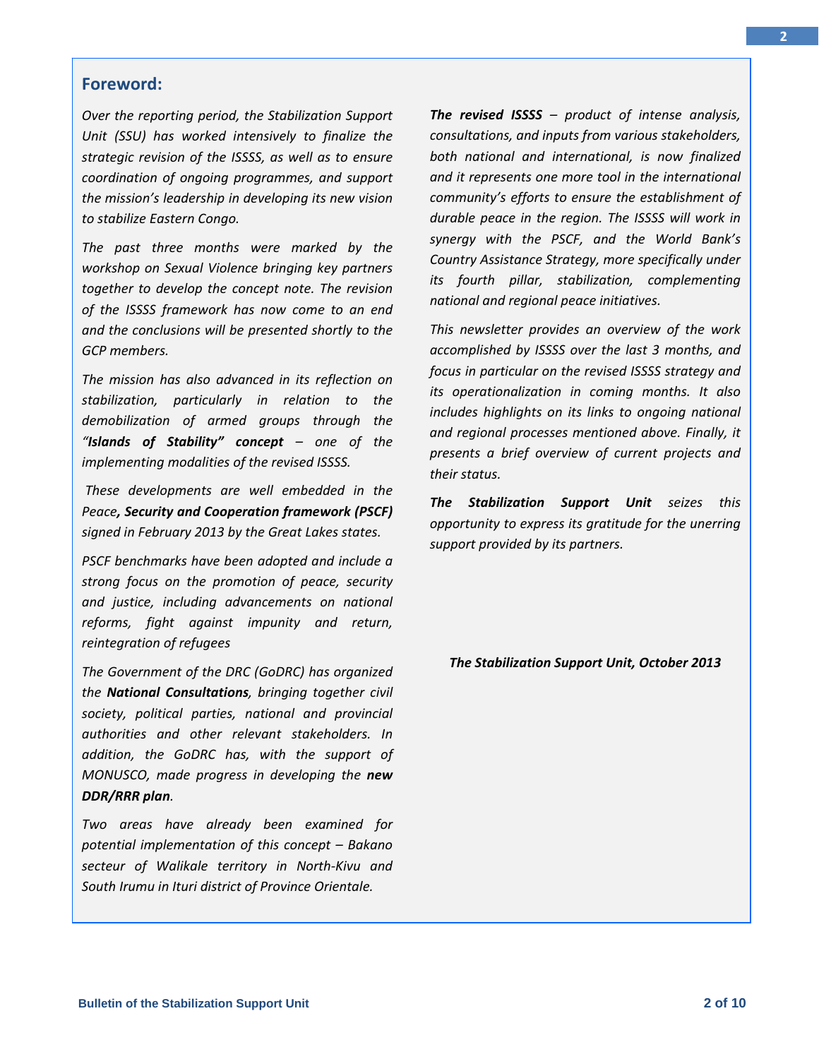## Foreword:

*Over the reporting period, the Stabilization Support Unit (SSU) has worked intensively to finalize the strategic revision of the ISSSS, as well as to ensure coordination of ongoing programmes, and support the mission's leadership in developing its new vision to stabilize Eastern Congo.*

*The past three months were marked by the workshop on Sexual Violence bringing key partners together to develop the concept note. The revision of the ISSSS framework has now come to an end and the conclusions will be presented shortly to the GCP members.*

*The mission has also advanced in its reflection on stabilization, particularly in relation to the demobilization of armed groups through the "**Islands of Stability" concept** – one of the implementing modalities of the revised ISSSS.*

*These developments are well embedded in the Peace**, Security and Cooperation framework (PSCF)** signed in February 2013 by the Great Lakes states.*

*PSCF benchmarks have been adopted and include a strong focus on the promotion of peace, security and justice, including advancements on national reforms, fight against impunity and return, reintegration of refugees*

*The Government of the DRC (GoDRC) has organized the **National Consultations**, bringing together civil society, political parties, national and provincial authorities and other relevant stakeholders. In addition, the GoDRC has, with the support of MONUSCO, made progress in developing the **new DDR/RRR plan**.*

*Two areas have already been examined for potential implementation of this concept – Bakano secteur of Walikale territory in North-Kivu and South Irumu in Ituri district of Province Orientale.*

***The revised ISSSS** – product of intense analysis, consultations, and inputs from various stakeholders, both national and international, is now finalized and it represents one more tool in the international community's efforts to ensure the establishment of durable peace in the region. The ISSSS will work in synergy with the PSCF, and the World Bank's Country Assistance Strategy, more specifically under its fourth pillar, stabilization, complementing national and regional peace initiatives.*

*This newsletter provides an overview of the work accomplished by ISSSS over the last 3 months, and focus in particular on the revised ISSSS strategy and its operationalization in coming months. It also includes highlights on its links to ongoing national and regional processes mentioned above. Finally, it presents a brief overview of current projects and their status.*

***The Stabilization Support Unit** seizes this opportunity to express its gratitude for the unerring support provided by its partners.*

***The Stabilization Support Unit, October 2013***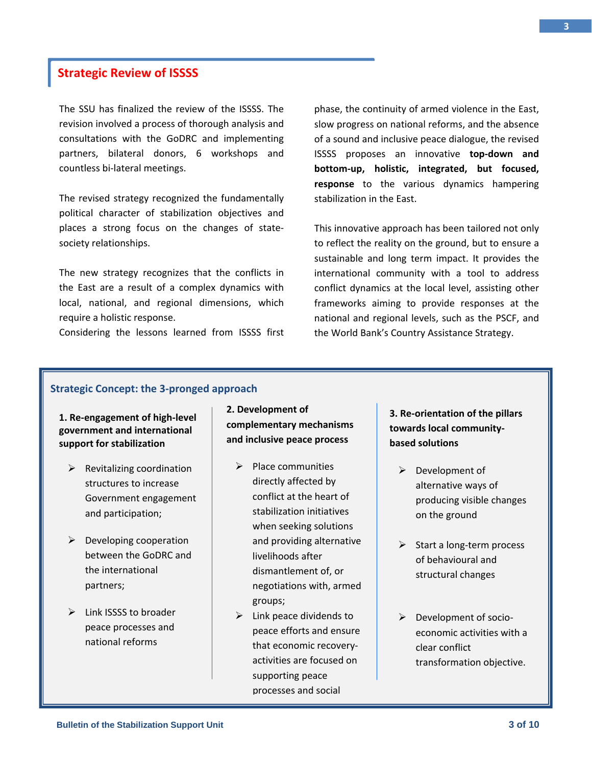## Strategic Review of ISSSS

The SSU has finalized the review of the ISSSS. The revision involved a process of thorough analysis and consultations with the GoDRC and implementing partners, bilateral donors, 6 workshops and countless bi-lateral meetings.

The revised strategy recognized the fundamentally political character of stabilization objectives and places a strong focus on the changes of state-society relationships.

The new strategy recognizes that the conflicts in the East are a result of a complex dynamics with local, national, and regional dimensions, which require a holistic response.
Considering the lessons learned from ISSSS first phase, the continuity of armed violence in the East, slow progress on national reforms, and the absence of a sound and inclusive peace dialogue, the revised ISSSS proposes an innovative **top-down and bottom-up, holistic, integrated, but focused, response** to the various dynamics hampering stabilization in the East.

This innovative approach has been tailored not only to reflect the reality on the ground, but to ensure a sustainable and long term impact. It provides the international community with a tool to address conflict dynamics at the local level, assisting other frameworks aiming to provide responses at the national and regional levels, such as the PSCF, and the World Bank's Country Assistance Strategy.

### Strategic Concept: the 3-pronged approach

**1. Re-engagement of high-level government and international support for stabilization**

- Revitalizing coordination structures to increase Government engagement and participation;
- Developing cooperation between the GoDRC and the international partners;
- Link ISSSS to broader peace processes and national reforms

**2. Development of complementary mechanisms and inclusive peace process**

- Place communities directly affected by conflict at the heart of stabilization initiatives when seeking solutions and providing alternative livelihoods after dismantlement of, or negotiations with, armed groups;
- Link peace dividends to peace efforts and ensure that economic recovery-activities are focused on supporting peace processes and social

**3. Re-orientation of the pillars towards local community-based solutions**

- Development of alternative ways of producing visible changes on the ground
- Start a long-term process of behavioural and structural changes
- Development of socio-economic activities with a clear conflict transformation objective.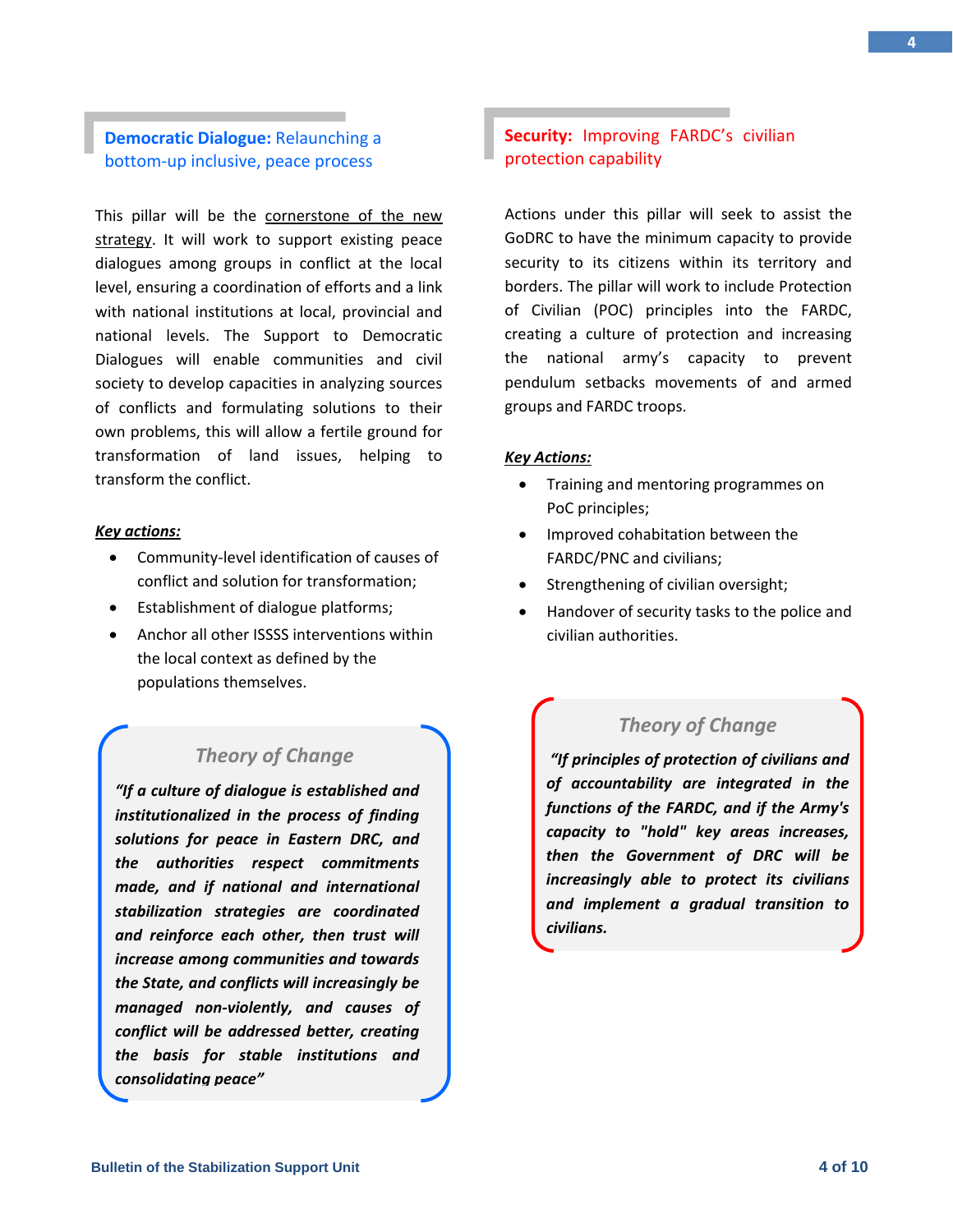## **Democratic Dialogue:** Relaunching a bottom-up inclusive, peace process

This pillar will be the cornerstone of the new strategy. It will work to support existing peace dialogues among groups in conflict at the local level, ensuring a coordination of efforts and a link with national institutions at local, provincial and national levels. The Support to Democratic Dialogues will enable communities and civil society to develop capacities in analyzing sources of conflicts and formulating solutions to their own problems, this will allow a fertile ground for transformation of land issues, helping to transform the conflict.

***Key actions:***

- Community-level identification of causes of conflict and solution for transformation;
- Establishment of dialogue platforms;
- Anchor all other ISSSS interventions within the local context as defined by the populations themselves.

> ### *Theory of Change*
>
> ***"If a culture of dialogue is established and institutionalized in the process of finding solutions for peace in Eastern DRC, and the authorities respect commitments made, and if national and international stabilization strategies are coordinated and reinforce each other, then trust will increase among communities and towards the State, and conflicts will increasingly be managed non-violently, and causes of conflict will be addressed better, creating the basis for stable institutions and consolidating peace"***

## **Security:** Improving FARDC's civilian protection capability

Actions under this pillar will seek to assist the GoDRC to have the minimum capacity to provide security to its citizens within its territory and borders. The pillar will work to include Protection of Civilian (POC) principles into the FARDC, creating a culture of protection and increasing the national army's capacity to prevent pendulum setbacks movements of and armed groups and FARDC troops.

***Key Actions:***

- Training and mentoring programmes on PoC principles;
- Improved cohabitation between the FARDC/PNC and civilians;
- Strengthening of civilian oversight;
- Handover of security tasks to the police and civilian authorities.

> ### *Theory of Change*
>
> ***"If principles of protection of civilians and of accountability are integrated in the functions of the FARDC, and if the Army's capacity to "hold" key areas increases, then the Government of DRC will be increasingly able to protect its civilians and implement a gradual transition to civilians.***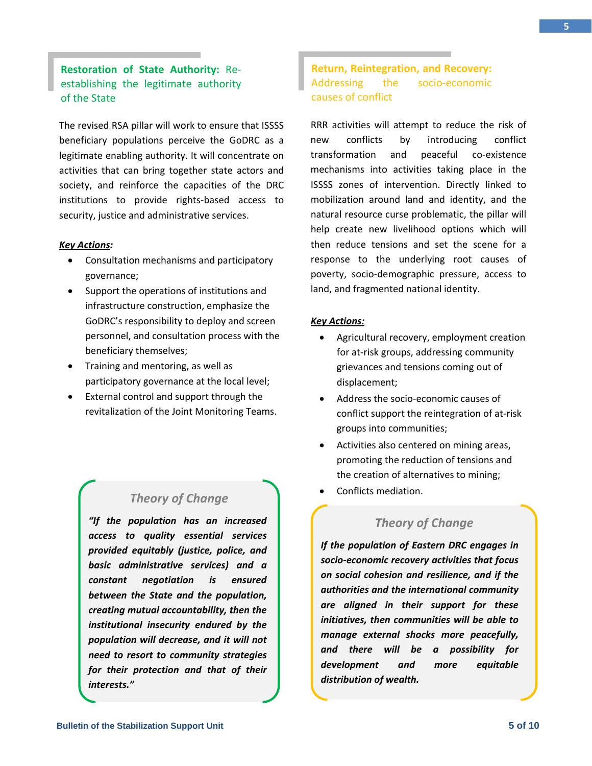## **Restoration of State Authority:** Re-establishing the legitimate authority of the State

The revised RSA pillar will work to ensure that ISSSS beneficiary populations perceive the GoDRC as a legitimate enabling authority. It will concentrate on activities that can bring together state actors and society, and reinforce the capacities of the DRC institutions to provide rights-based access to security, justice and administrative services.

***Key Actions:***

- Consultation mechanisms and participatory governance;
- Support the operations of institutions and infrastructure construction, emphasize the GoDRC's responsibility to deploy and screen personnel, and consultation process with the beneficiary themselves;
- Training and mentoring, as well as participatory governance at the local level;
- External control and support through the revitalization of the Joint Monitoring Teams.

### *Theory of Change*

***"If the population has an increased access to quality essential services provided equitably (justice, police, and basic administrative services) and a constant negotiation is ensured between the State and the population, creating mutual accountability, then the institutional insecurity endured by the population will decrease, and it will not need to resort to community strategies for their protection and that of their interests."***

## **Return, Reintegration, and Recovery:** Addressing the socio-economic causes of conflict

RRR activities will attempt to reduce the risk of new conflicts by introducing conflict transformation and peaceful co-existence mechanisms into activities taking place in the ISSSS zones of intervention. Directly linked to mobilization around land and identity, and the natural resource curse problematic, the pillar will help create new livelihood options which will then reduce tensions and set the scene for a response to the underlying root causes of poverty, socio-demographic pressure, access to land, and fragmented national identity.

***Key Actions:***

- Agricultural recovery, employment creation for at-risk groups, addressing community grievances and tensions coming out of displacement;
- Address the socio-economic causes of conflict support the reintegration of at-risk groups into communities;
- Activities also centered on mining areas, promoting the reduction of tensions and the creation of alternatives to mining;
- Conflicts mediation.

### *Theory of Change*

***If the population of Eastern DRC engages in socio-economic recovery activities that focus on social cohesion and resilience, and if the authorities and the international community are aligned in their support for these initiatives, then communities will be able to manage external shocks more peacefully, and there will be a possibility for development and more equitable distribution of wealth.***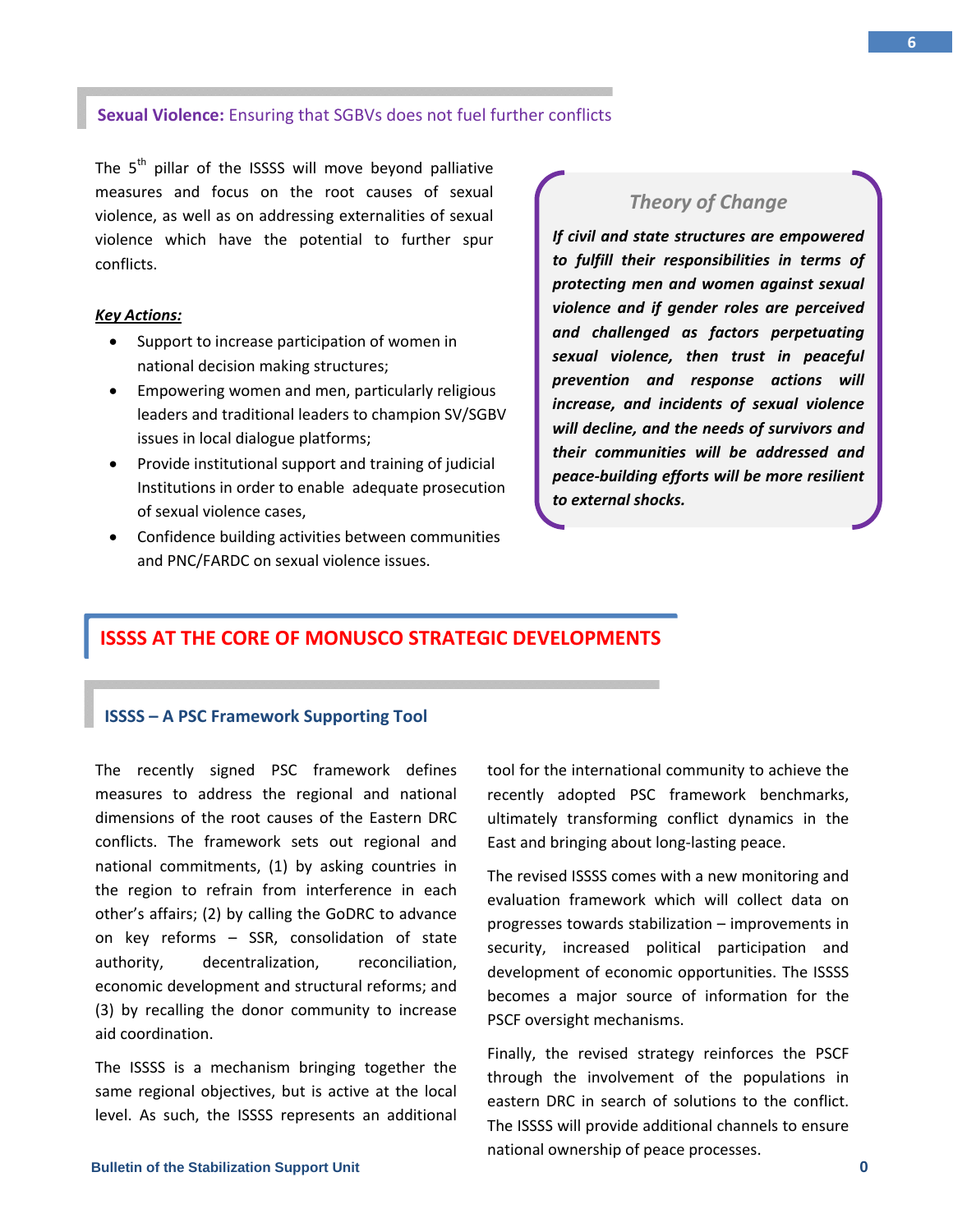## **Sexual Violence:** Ensuring that SGBVs does not fuel further conflicts

The 5th pillar of the ISSSS will move beyond palliative measures and focus on the root causes of sexual violence, as well as on addressing externalities of sexual violence which have the potential to further spur conflicts.

***Key Actions:***

- Support to increase participation of women in national decision making structures;
- Empowering women and men, particularly religious leaders and traditional leaders to champion SV/SGBV issues in local dialogue platforms;
- Provide institutional support and training of judicial Institutions in order to enable adequate prosecution of sexual violence cases,
- Confidence building activities between communities and PNC/FARDC on sexual violence issues.

### *Theory of Change*

***If civil and state structures are empowered to fulfill their responsibilities in terms of protecting men and women against sexual violence and if gender roles are perceived and challenged as factors perpetuating sexual violence, then trust in peaceful prevention and response actions will increase, and incidents of sexual violence will decline, and the needs of survivors and their communities will be addressed and peace-building efforts will be more resilient to external shocks.***

# ISSSS AT THE CORE OF MONUSCO STRATEGIC DEVELOPMENTS

## ISSSS – A PSC Framework Supporting Tool

The recently signed PSC framework defines measures to address the regional and national dimensions of the root causes of the Eastern DRC conflicts. The framework sets out regional and national commitments, (1) by asking countries in the region to refrain from interference in each other's affairs; (2) by calling the GoDRC to advance on key reforms – SSR, consolidation of state authority, decentralization, reconciliation, economic development and structural reforms; and (3) by recalling the donor community to increase aid coordination.

The ISSSS is a mechanism bringing together the same regional objectives, but is active at the local level. As such, the ISSSS represents an additional tool for the international community to achieve the recently adopted PSC framework benchmarks, ultimately transforming conflict dynamics in the East and bringing about long-lasting peace.

The revised ISSSS comes with a new monitoring and evaluation framework which will collect data on progresses towards stabilization – improvements in security, increased political participation and development of economic opportunities. The ISSSS becomes a major source of information for the PSCF oversight mechanisms.

Finally, the revised strategy reinforces the PSCF through the involvement of the populations in eastern DRC in search of solutions to the conflict. The ISSSS will provide additional channels to ensure national ownership of peace processes.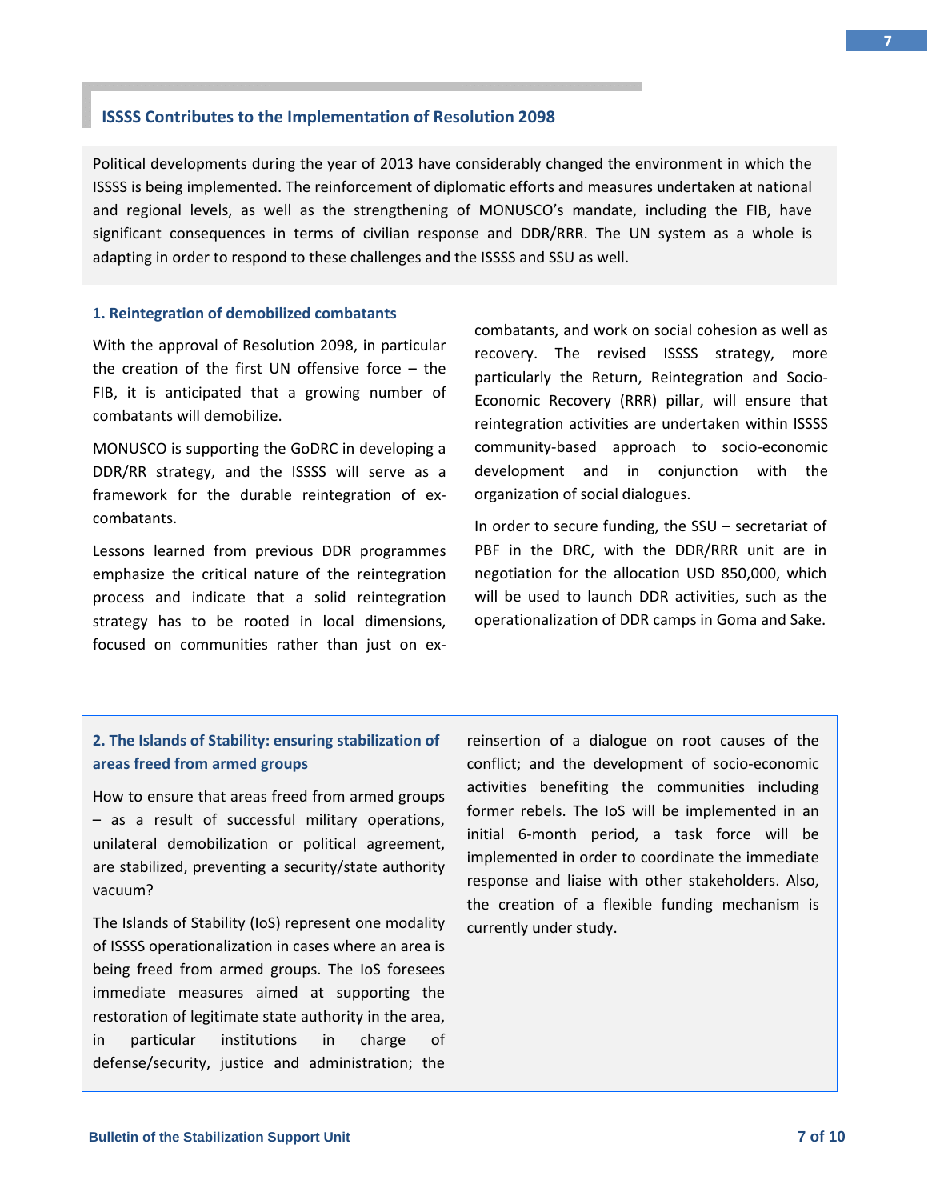## ISSSS Contributes to the Implementation of Resolution 2098

Political developments during the year of 2013 have considerably changed the environment in which the ISSSS is being implemented. The reinforcement of diplomatic efforts and measures undertaken at national and regional levels, as well as the strengthening of MONUSCO's mandate, including the FIB, have significant consequences in terms of civilian response and DDR/RRR. The UN system as a whole is adapting in order to respond to these challenges and the ISSSS and SSU as well.

### 1. Reintegration of demobilized combatants

With the approval of Resolution 2098, in particular the creation of the first UN offensive force – the FIB, it is anticipated that a growing number of combatants will demobilize.

MONUSCO is supporting the GoDRC in developing a DDR/RR strategy, and the ISSSS will serve as a framework for the durable reintegration of ex-combatants.

Lessons learned from previous DDR programmes emphasize the critical nature of the reintegration process and indicate that a solid reintegration strategy has to be rooted in local dimensions, focused on communities rather than just on ex-combatants, and work on social cohesion as well as recovery. The revised ISSSS strategy, more particularly the Return, Reintegration and Socio-Economic Recovery (RRR) pillar, will ensure that reintegration activities are undertaken within ISSSS community-based approach to socio-economic development and in conjunction with the organization of social dialogues.

In order to secure funding, the SSU – secretariat of PBF in the DRC, with the DDR/RRR unit are in negotiation for the allocation USD 850,000, which will be used to launch DDR activities, such as the operationalization of DDR camps in Goma and Sake.

### 2. The Islands of Stability: ensuring stabilization of areas freed from armed groups

How to ensure that areas freed from armed groups – as a result of successful military operations, unilateral demobilization or political agreement, are stabilized, preventing a security/state authority vacuum?

The Islands of Stability (IoS) represent one modality of ISSSS operationalization in cases where an area is being freed from armed groups. The IoS foresees immediate measures aimed at supporting the restoration of legitimate state authority in the area, in particular institutions in charge of defense/security, justice and administration; the reinsertion of a dialogue on root causes of the conflict; and the development of socio-economic activities benefiting the communities including former rebels. The IoS will be implemented in an initial 6-month period, a task force will be implemented in order to coordinate the immediate response and liaise with other stakeholders. Also, the creation of a flexible funding mechanism is currently under study.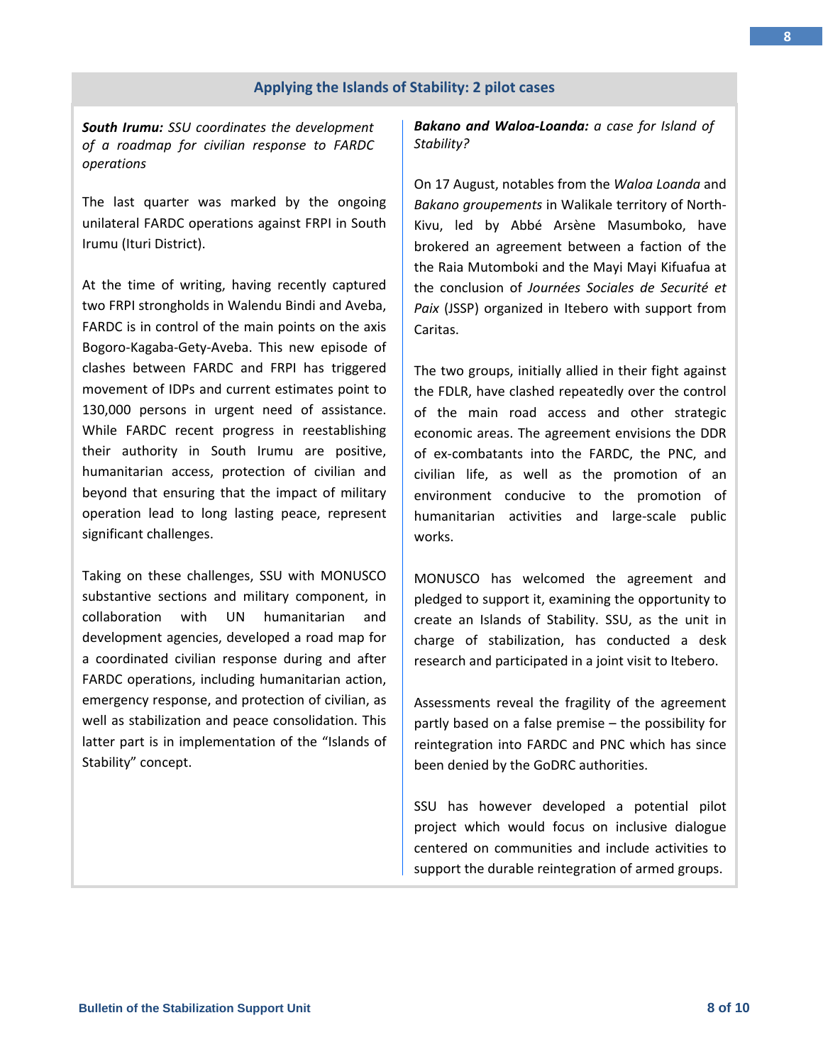## Applying the Islands of Stability: 2 pilot cases

***South Irumu:*** *SSU coordinates the development of a roadmap for civilian response to FARDC operations*

The last quarter was marked by the ongoing unilateral FARDC operations against FRPI in South Irumu (Ituri District).

At the time of writing, having recently captured two FRPI strongholds in Walendu Bindi and Aveba, FARDC is in control of the main points on the axis Bogoro-Kagaba-Gety-Aveba. This new episode of clashes between FARDC and FRPI has triggered movement of IDPs and current estimates point to 130,000 persons in urgent need of assistance. While FARDC recent progress in reestablishing their authority in South Irumu are positive, humanitarian access, protection of civilian and beyond that ensuring that the impact of military operation lead to long lasting peace, represent significant challenges.

Taking on these challenges, SSU with MONUSCO substantive sections and military component, in collaboration with UN humanitarian and development agencies, developed a road map for a coordinated civilian response during and after FARDC operations, including humanitarian action, emergency response, and protection of civilian, as well as stabilization and peace consolidation. This latter part is in implementation of the "Islands of Stability" concept.

***Bakano and Waloa-Loanda:*** *a case for Island of Stability?*

On 17 August, notables from the *Waloa Loanda* and *Bakano groupements* in Walikale territory of North-Kivu, led by Abbé Arsène Masumboko, have brokered an agreement between a faction of the the Raia Mutomboki and the Mayi Mayi Kifuafua at the conclusion of *Journées Sociales de Securité et Paix* (JSSP) organized in Itebero with support from Caritas.

The two groups, initially allied in their fight against the FDLR, have clashed repeatedly over the control of the main road access and other strategic economic areas. The agreement envisions the DDR of ex-combatants into the FARDC, the PNC, and civilian life, as well as the promotion of an environment conducive to the promotion of humanitarian activities and large-scale public works.

MONUSCO has welcomed the agreement and pledged to support it, examining the opportunity to create an Islands of Stability. SSU, as the unit in charge of stabilization, has conducted a desk research and participated in a joint visit to Itebero.

Assessments reveal the fragility of the agreement partly based on a false premise – the possibility for reintegration into FARDC and PNC which has since been denied by the GoDRC authorities.

SSU has however developed a potential pilot project which would focus on inclusive dialogue centered on communities and include activities to support the durable reintegration of armed groups.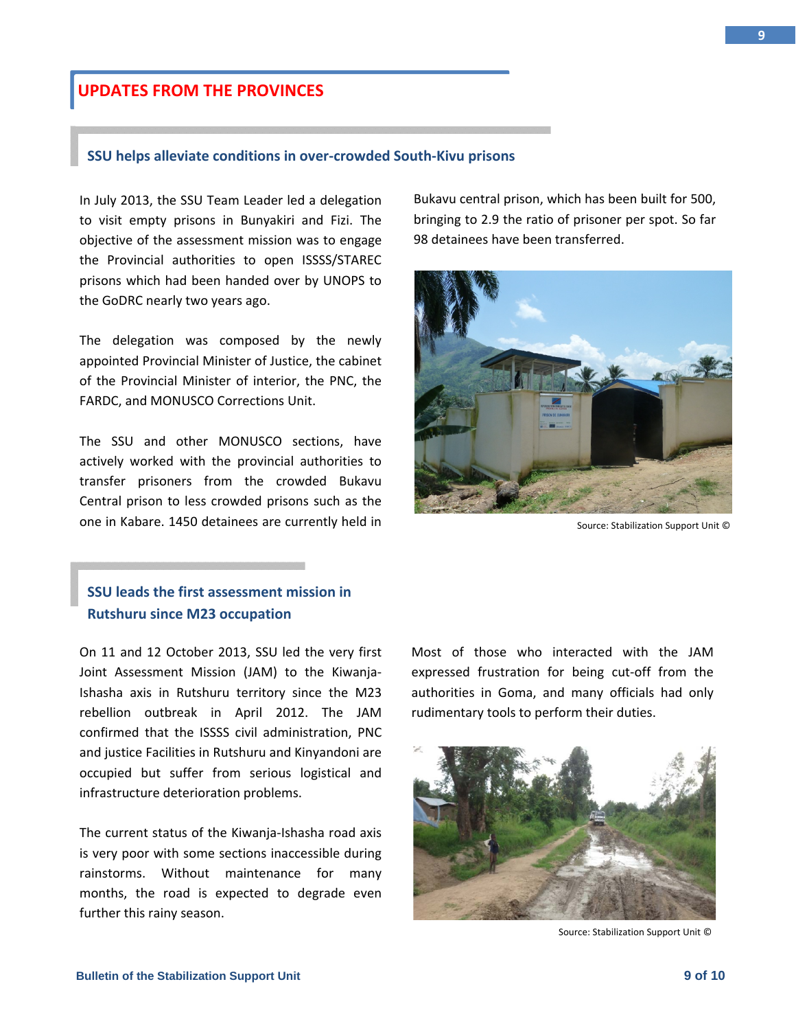# UPDATES FROM THE PROVINCES

## SSU helps alleviate conditions in over-crowded South-Kivu prisons

In July 2013, the SSU Team Leader led a delegation to visit empty prisons in Bunyakiri and Fizi. The objective of the assessment mission was to engage the Provincial authorities to open ISSSS/STAREC prisons which had been handed over by UNOPS to the GoDRC nearly two years ago.

The delegation was composed by the newly appointed Provincial Minister of Justice, the cabinet of the Provincial Minister of interior, the PNC, the FARDC, and MONUSCO Corrections Unit.

The SSU and other MONUSCO sections, have actively worked with the provincial authorities to transfer prisoners from the crowded Bukavu Central prison to less crowded prisons such as the one in Kabare. 1450 detainees are currently held in Bukavu central prison, which has been built for 500, bringing to 2.9 the ratio of prisoner per spot. So far 98 detainees have been transferred.

Source: Stabilization Support Unit ©

## SSU leads the first assessment mission in Rutshuru since M23 occupation

On 11 and 12 October 2013, SSU led the very first Joint Assessment Mission (JAM) to the Kiwanja-Ishasha axis in Rutshuru territory since the M23 rebellion outbreak in April 2012. The JAM confirmed that the ISSSS civil administration, PNC and justice Facilities in Rutshuru and Kinyandoni are occupied but suffer from serious logistical and infrastructure deterioration problems.

The current status of the Kiwanja-Ishasha road axis is very poor with some sections inaccessible during rainstorms. Without maintenance for many months, the road is expected to degrade even further this rainy season.

Most of those who interacted with the JAM expressed frustration for being cut-off from the authorities in Goma, and many officials had only rudimentary tools to perform their duties.

Source: Stabilization Support Unit ©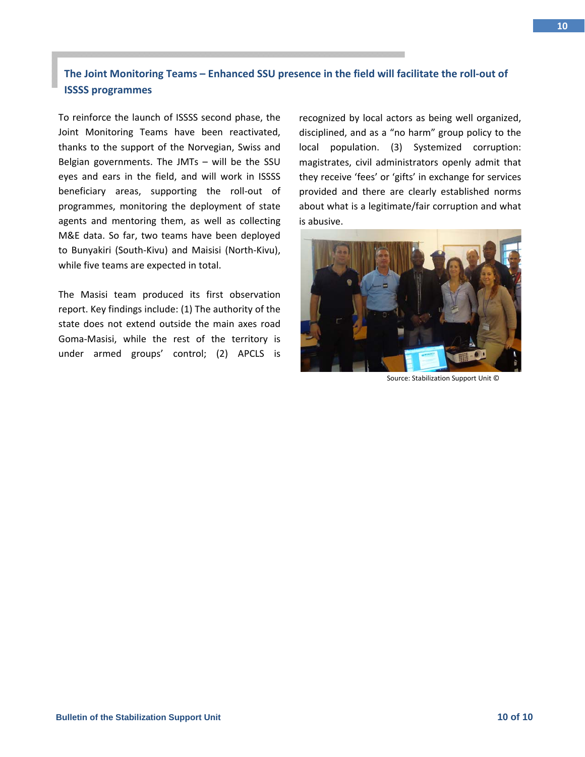## The Joint Monitoring Teams – Enhanced SSU presence in the field will facilitate the roll-out of ISSSS programmes

To reinforce the launch of ISSSS second phase, the Joint Monitoring Teams have been reactivated, thanks to the support of the Norvegian, Swiss and Belgian governments. The JMTs – will be the SSU eyes and ears in the field, and will work in ISSSS beneficiary areas, supporting the roll-out of programmes, monitoring the deployment of state agents and mentoring them, as well as collecting M&E data. So far, two teams have been deployed to Bunyakiri (South-Kivu) and Maisisi (North-Kivu), while five teams are expected in total.

The Masisi team produced its first observation report. Key findings include: (1) The authority of the state does not extend outside the main axes road Goma-Masisi, while the rest of the territory is under armed groups' control; (2) APCLS is recognized by local actors as being well organized, disciplined, and as a "no harm" group policy to the local population. (3) Systemized corruption: magistrates, civil administrators openly admit that they receive 'fees' or 'gifts' in exchange for services provided and there are clearly established norms about what is a legitimate/fair corruption and what is abusive.

Source: Stabilization Support Unit ©